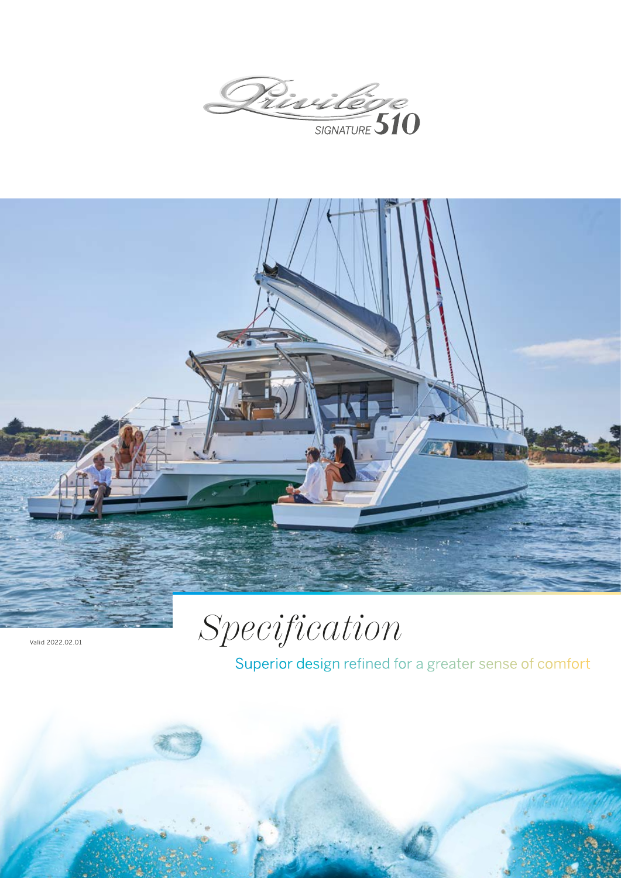# Privilège SIGNATURE 510

Valid 2022.02.01

# *Specification*

Superior design refined for a greater sense of comfort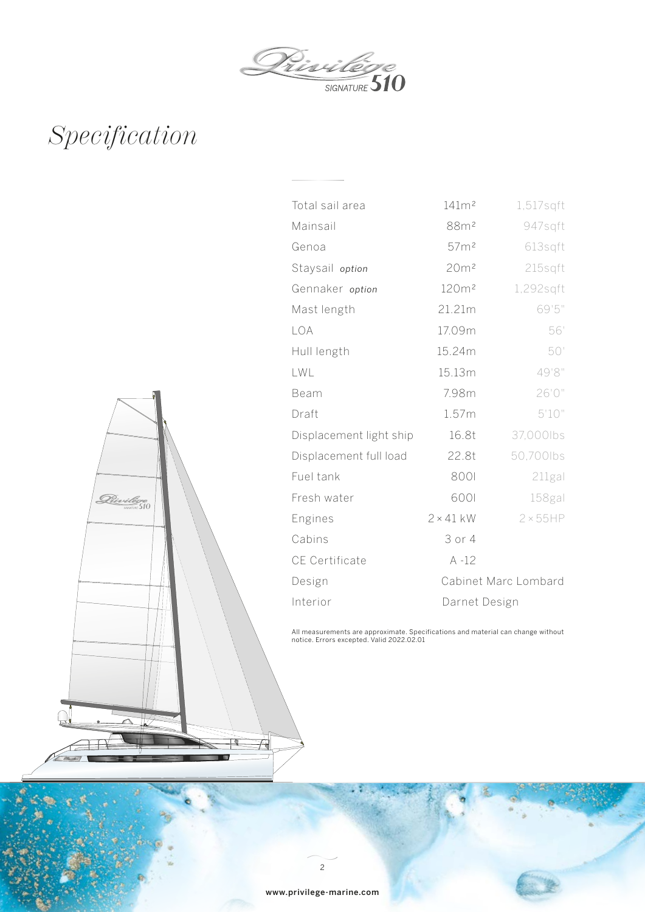Privilège SIGNATURE 510

# *Specification*

| | | |
|---|---|---|
| Total sail area | 141m² | 1,517sqft |
| Mainsail | 88m² | 947sqft |
| Genoa | 57m² | 613sqft |
| Staysail *option* | 20m² | 215sqft |
| Gennaker *option* | 120m² | 1,292sqft |
| Mast length | 21.21m | 69'5" |
| LOA | 17.09m | 56' |
| Hull length | 15.24m | 50' |
| LWL | 15.13m | 49'8" |
| Beam | 7.98m | 26'0" |
| Draft | 1.57m | 5'10" |
| Displacement light ship | 16.8t | 37,000lbs |
| Displacement full load | 22.8t | 50,700lbs |
| Fuel tank | 800l | 211gal |
| Fresh water | 600l | 158gal |
| Engines | 2 × 41 kW | 2 × 55HP |
| Cabins | 3 or 4 | |
| CE Certificate | A -12 | |
| Design | Cabinet Marc Lombard | |
| Interior | Darnet Design | |

All measurements are approximate. Specifications and material can change without notice. Errors excepted. Valid 2022.02.01

www.privilege-marine.com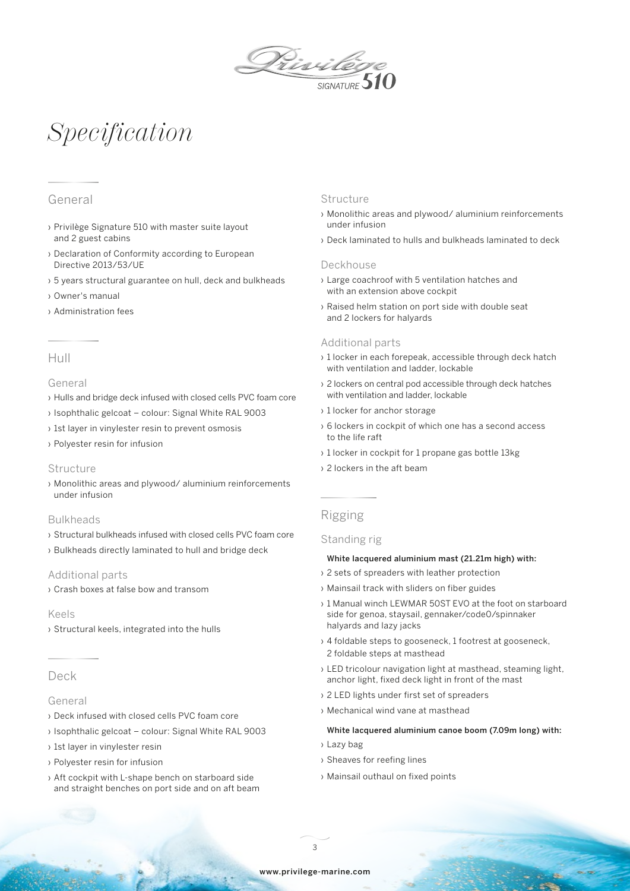# Specification

## General

- Privilège Signature 510 with master suite layout and 2 guest cabins
- Declaration of Conformity according to European Directive 2013/53/UE
- 5 years structural guarantee on hull, deck and bulkheads
- Owner's manual
- Administration fees

## Hull

### General

- Hulls and bridge deck infused with closed cells PVC foam core
- Isophthalic gelcoat – colour: Signal White RAL 9003
- 1st layer in vinylester resin to prevent osmosis
- Polyester resin for infusion

### Structure

- Monolithic areas and plywood/ aluminium reinforcements under infusion

### Bulkheads

- Structural bulkheads infused with closed cells PVC foam core
- Bulkheads directly laminated to hull and bridge deck

### Additional parts

- Crash boxes at false bow and transom

### Keels

- Structural keels, integrated into the hulls

## Deck

### General

- Deck infused with closed cells PVC foam core
- Isophthalic gelcoat – colour: Signal White RAL 9003
- 1st layer in vinylester resin
- Polyester resin for infusion
- Aft cockpit with L-shape bench on starboard side and straight benches on port side and on aft beam

### Structure

- Monolithic areas and plywood/ aluminium reinforcements under infusion
- Deck laminated to hulls and bulkheads laminated to deck

### Deckhouse

- Large coachroof with 5 ventilation hatches and with an extension above cockpit
- Raised helm station on port side with double seat and 2 lockers for halyards

### Additional parts

- 1 locker in each forepeak, accessible through deck hatch with ventilation and ladder, lockable
- 2 lockers on central pod accessible through deck hatches with ventilation and ladder, lockable
- 1 locker for anchor storage
- 6 lockers in cockpit of which one has a second access to the life raft
- 1 locker in cockpit for 1 propane gas bottle 13kg
- 2 lockers in the aft beam

## Rigging

### Standing rig

**White lacquered aluminium mast (21.21m high) with:**

- 2 sets of spreaders with leather protection
- Mainsail track with sliders on fiber guides
- 1 Manual winch LEWMAR 50ST EVO at the foot on starboard side for genoa, staysail, gennaker/code0/spinnaker halyards and lazy jacks
- 4 foldable steps to gooseneck, 1 footrest at gooseneck, 2 foldable steps at masthead
- LED tricolour navigation light at masthead, steaming light, anchor light, fixed deck light in front of the mast
- 2 LED lights under first set of spreaders
- Mechanical wind vane at masthead

**White lacquered aluminium canoe boom (7.09m long) with:**

- Lazy bag
- Sheaves for reefing lines
- Mainsail outhaul on fixed points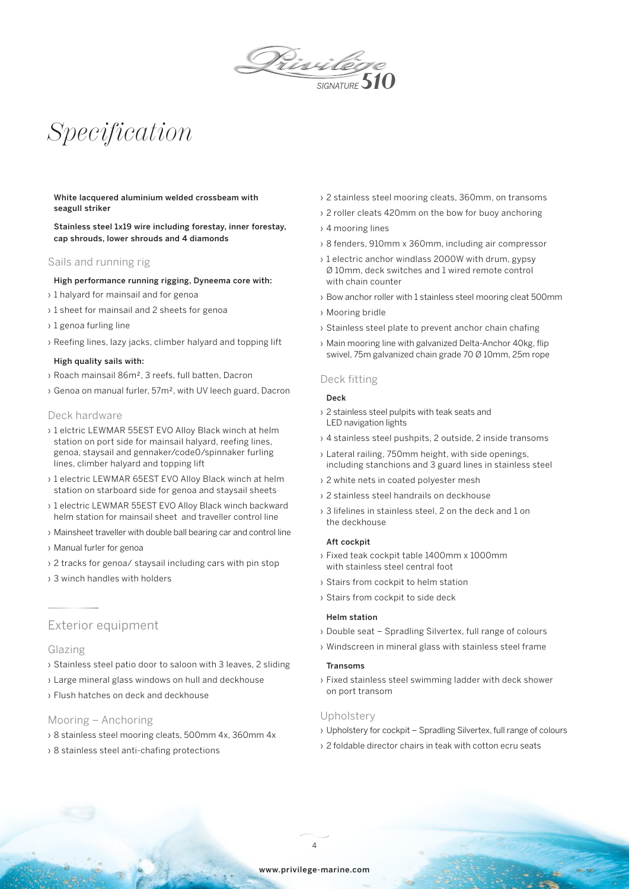# Specification

**White lacquered aluminium welded crossbeam with seagull striker**

**Stainless steel 1x19 wire including forestay, inner forestay, cap shrouds, lower shrouds and 4 diamonds**

### Sails and running rig

**High performance running rigging, Dyneema core with:**

- 1 halyard for mainsail and for genoa
- 1 sheet for mainsail and 2 sheets for genoa
- 1 genoa furling line
- Reefing lines, lazy jacks, climber halyard and topping lift

**High quality sails with:**

- Roach mainsail 86m², 3 reefs, full batten, Dacron
- Genoa on manual furler, 57m², with UV leech guard, Dacron

### Deck hardware

- 1 elctric LEWMAR 55EST EVO Alloy Black winch at helm station on port side for mainsail halyard, reefing lines, genoa, staysail and gennaker/code0/spinnaker furling lines, climber halyard and topping lift
- 1 electric LEWMAR 65EST EVO Alloy Black winch at helm station on starboard side for genoa and staysail sheets
- 1 electric LEWMAR 55EST EVO Alloy Black winch backward helm station for mainsail sheet and traveller control line
- Mainsheet traveller with double ball bearing car and control line
- Manual furler for genoa
- 2 tracks for genoa/ staysail including cars with pin stop
- 3 winch handles with holders

## Exterior equipment

### Glazing

- Stainless steel patio door to saloon with 3 leaves, 2 sliding
- Large mineral glass windows on hull and deckhouse
- Flush hatches on deck and deckhouse

### Mooring – Anchoring

- 8 stainless steel mooring cleats, 500mm 4x, 360mm 4x
- 8 stainless steel anti-chafing protections
- 2 stainless steel mooring cleats, 360mm, on transoms
- 2 roller cleats 420mm on the bow for buoy anchoring
- 4 mooring lines
- 8 fenders, 910mm x 360mm, including air compressor
- 1 electric anchor windlass 2000W with drum, gypsy Ø 10mm, deck switches and 1 wired remote control with chain counter
- Bow anchor roller with 1 stainless steel mooring cleat 500mm
- Mooring bridle
- Stainless steel plate to prevent anchor chain chafing
- Main mooring line with galvanized Delta-Anchor 40kg, flip swivel, 75m galvanized chain grade 70 Ø 10mm, 25m rope

### Deck fitting

**Deck**

- 2 stainless steel pulpits with teak seats and LED navigation lights
- 4 stainless steel pushpits, 2 outside, 2 inside transoms
- Lateral railing, 750mm height, with side openings, including stanchions and 3 guard lines in stainless steel
- 2 white nets in coated polyester mesh
- 2 stainless steel handrails on deckhouse
- 3 lifelines in stainless steel, 2 on the deck and 1 on the deckhouse

**Aft cockpit**

- Fixed teak cockpit table 1400mm x 1000mm with stainless steel central foot
- Stairs from cockpit to helm station
- Stairs from cockpit to side deck

**Helm station**

- Double seat – Spradling Silvertex, full range of colours
- Windscreen in mineral glass with stainless steel frame

**Transoms**

- Fixed stainless steel swimming ladder with deck shower on port transom

### Upholstery

- Upholstery for cockpit – Spradling Silvertex, full range of colours
- 2 foldable director chairs in teak with cotton ecru seats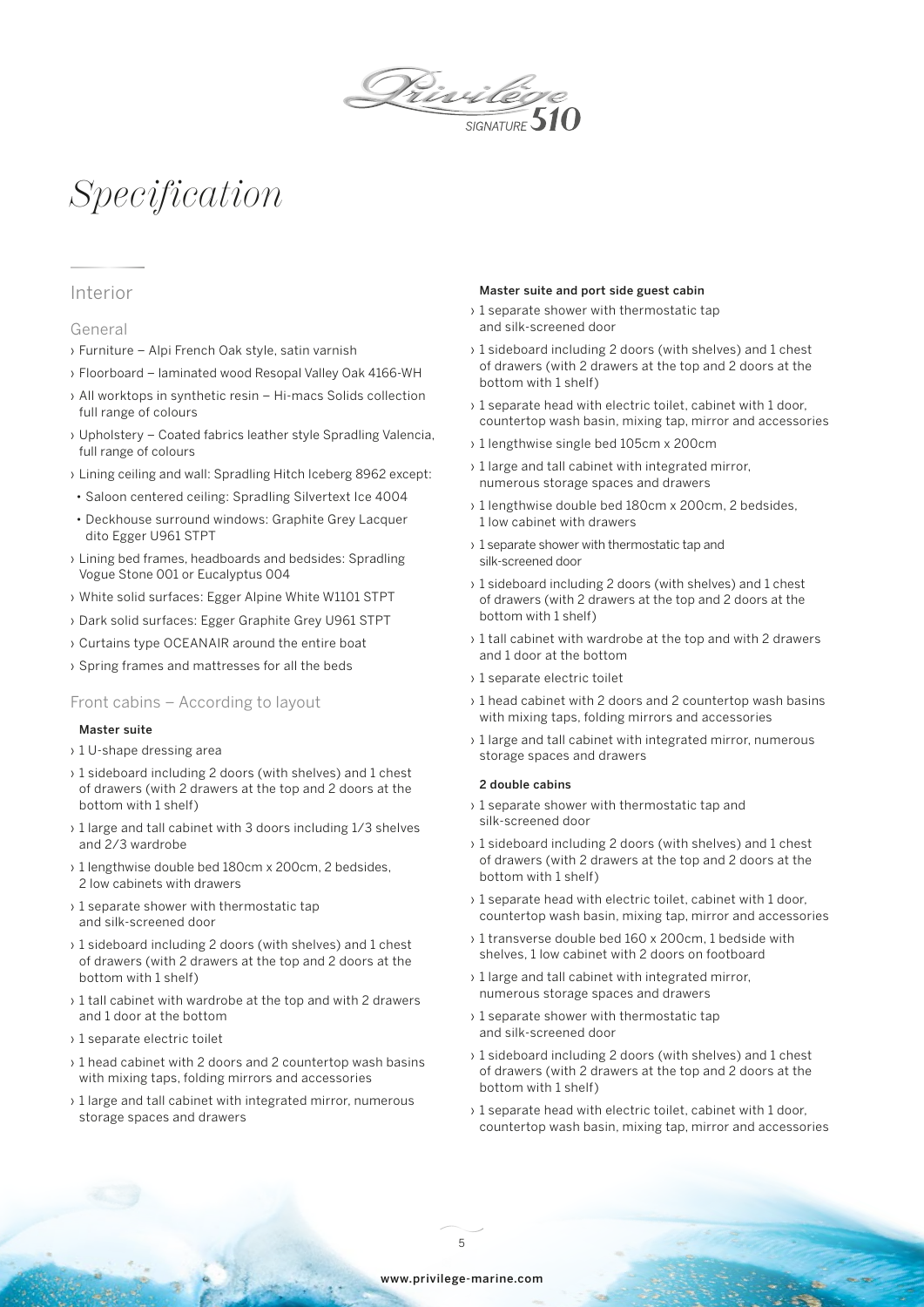# Specification

## Interior

### General

› Furniture – Alpi French Oak style, satin varnish
› Floorboard – laminated wood Resopal Valley Oak 4166-WH
› All worktops in synthetic resin – Hi-macs Solids collection full range of colours
› Upholstery – Coated fabrics leather style Spradling Valencia, full range of colours
› Lining ceiling and wall: Spradling Hitch Iceberg 8962 except:
  • Saloon centered ceiling: Spradling Silvertext Ice 4004
  • Deckhouse surround windows: Graphite Grey Lacquer dito Egger U961 STPT
› Lining bed frames, headboards and bedsides: Spradling Vogue Stone 001 or Eucalyptus 004
› White solid surfaces: Egger Alpine White W1101 STPT
› Dark solid surfaces: Egger Graphite Grey U961 STPT
› Curtains type OCEANAIR around the entire boat
› Spring frames and mattresses for all the beds

### Front cabins – According to layout

**Master suite**

› 1 U-shape dressing area
› 1 sideboard including 2 doors (with shelves) and 1 chest of drawers (with 2 drawers at the top and 2 doors at the bottom with 1 shelf)
› 1 large and tall cabinet with 3 doors including 1/3 shelves and 2/3 wardrobe
› 1 lengthwise double bed 180cm x 200cm, 2 bedsides, 2 low cabinets with drawers
› 1 separate shower with thermostatic tap and silk-screened door
› 1 sideboard including 2 doors (with shelves) and 1 chest of drawers (with 2 drawers at the top and 2 doors at the bottom with 1 shelf)
› 1 tall cabinet with wardrobe at the top and with 2 drawers and 1 door at the bottom
› 1 separate electric toilet
› 1 head cabinet with 2 doors and 2 countertop wash basins with mixing taps, folding mirrors and accessories
› 1 large and tall cabinet with integrated mirror, numerous storage spaces and drawers

**Master suite and port side guest cabin**

› 1 separate shower with thermostatic tap and silk-screened door
› 1 sideboard including 2 doors (with shelves) and 1 chest of drawers (with 2 drawers at the top and 2 doors at the bottom with 1 shelf)
› 1 separate head with electric toilet, cabinet with 1 door, countertop wash basin, mixing tap, mirror and accessories
› 1 lengthwise single bed 105cm x 200cm
› 1 large and tall cabinet with integrated mirror, numerous storage spaces and drawers
› 1 lengthwise double bed 180cm x 200cm, 2 bedsides, 1 low cabinet with drawers
› 1 separate shower with thermostatic tap and silk-screened door
› 1 sideboard including 2 doors (with shelves) and 1 chest of drawers (with 2 drawers at the top and 2 doors at the bottom with 1 shelf)
› 1 tall cabinet with wardrobe at the top and with 2 drawers and 1 door at the bottom
› 1 separate electric toilet
› 1 head cabinet with 2 doors and 2 countertop wash basins with mixing taps, folding mirrors and accessories
› 1 large and tall cabinet with integrated mirror, numerous storage spaces and drawers

**2 double cabins**

› 1 separate shower with thermostatic tap and silk-screened door
› 1 sideboard including 2 doors (with shelves) and 1 chest of drawers (with 2 drawers at the top and 2 doors at the bottom with 1 shelf)
› 1 separate head with electric toilet, cabinet with 1 door, countertop wash basin, mixing tap, mirror and accessories
› 1 transverse double bed 160 x 200cm, 1 bedside with shelves, 1 low cabinet with 2 doors on footboard
› 1 large and tall cabinet with integrated mirror, numerous storage spaces and drawers
› 1 separate shower with thermostatic tap and silk-screened door
› 1 sideboard including 2 doors (with shelves) and 1 chest of drawers (with 2 drawers at the top and 2 doors at the bottom with 1 shelf)
› 1 separate head with electric toilet, cabinet with 1 door, countertop wash basin, mixing tap, mirror and accessories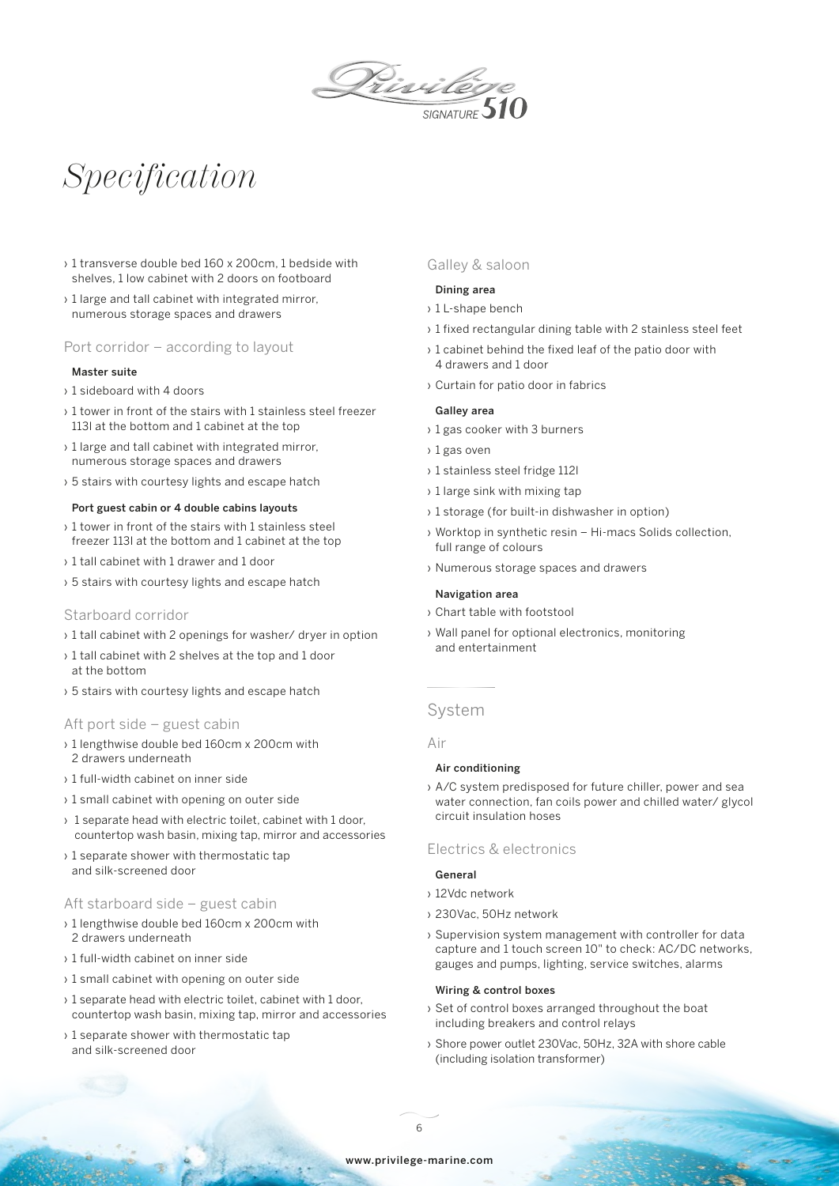# Specification

- 1 transverse double bed 160 x 200cm, 1 bedside with shelves, 1 low cabinet with 2 doors on footboard
- 1 large and tall cabinet with integrated mirror, numerous storage spaces and drawers

## Port corridor – according to layout

### Master suite

- 1 sideboard with 4 doors
- 1 tower in front of the stairs with 1 stainless steel freezer 113l at the bottom and 1 cabinet at the top
- 1 large and tall cabinet with integrated mirror, numerous storage spaces and drawers
- 5 stairs with courtesy lights and escape hatch

### Port guest cabin or 4 double cabins layouts

- 1 tower in front of the stairs with 1 stainless steel freezer 113l at the bottom and 1 cabinet at the top
- 1 tall cabinet with 1 drawer and 1 door
- 5 stairs with courtesy lights and escape hatch

## Starboard corridor

- 1 tall cabinet with 2 openings for washer/ dryer in option
- 1 tall cabinet with 2 shelves at the top and 1 door at the bottom
- 5 stairs with courtesy lights and escape hatch

## Aft port side – guest cabin

- 1 lengthwise double bed 160cm x 200cm with 2 drawers underneath
- 1 full-width cabinet on inner side
- 1 small cabinet with opening on outer side
- 1 separate head with electric toilet, cabinet with 1 door, countertop wash basin, mixing tap, mirror and accessories
- 1 separate shower with thermostatic tap and silk-screened door

## Aft starboard side – guest cabin

- 1 lengthwise double bed 160cm x 200cm with 2 drawers underneath
- 1 full-width cabinet on inner side
- 1 small cabinet with opening on outer side
- 1 separate head with electric toilet, cabinet with 1 door, countertop wash basin, mixing tap, mirror and accessories
- 1 separate shower with thermostatic tap and silk-screened door

## Galley & saloon

### Dining area

- 1 L-shape bench
- 1 fixed rectangular dining table with 2 stainless steel feet
- 1 cabinet behind the fixed leaf of the patio door with 4 drawers and 1 door
- Curtain for patio door in fabrics

### Galley area

- 1 gas cooker with 3 burners
- 1 gas oven
- 1 stainless steel fridge 112l
- 1 large sink with mixing tap
- 1 storage (for built-in dishwasher in option)
- Worktop in synthetic resin – Hi-macs Solids collection, full range of colours
- Numerous storage spaces and drawers

### Navigation area

- Chart table with footstool
- Wall panel for optional electronics, monitoring and entertainment

# System

## Air

### Air conditioning

- A/C system predisposed for future chiller, power and sea water connection, fan coils power and chilled water/ glycol circuit insulation hoses

## Electrics & electronics

### General

- 12Vdc network
- 230Vac, 50Hz network
- Supervision system management with controller for data capture and 1 touch screen 10" to check: AC/DC networks, gauges and pumps, lighting, service switches, alarms

### Wiring & control boxes

- Set of control boxes arranged throughout the boat including breakers and control relays
- Shore power outlet 230Vac, 50Hz, 32A with shore cable (including isolation transformer)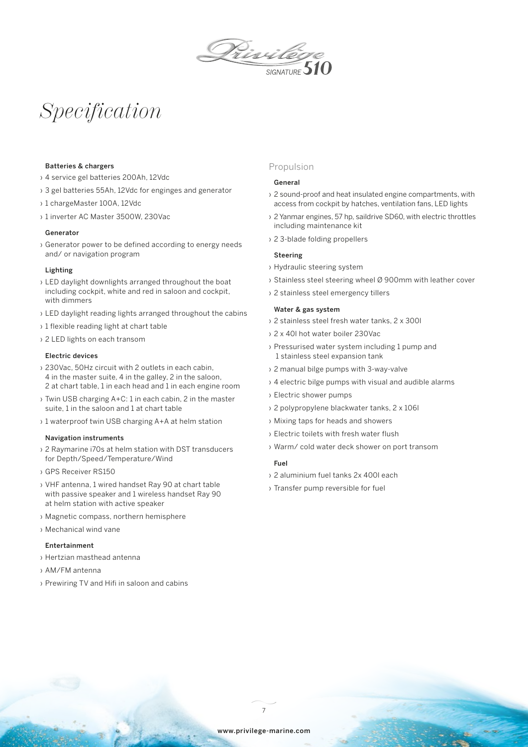# Specification

#### Batteries & chargers

- 4 service gel batteries 200Ah, 12Vdc
- 3 gel batteries 55Ah, 12Vdc for enginges and generator
- 1 chargeMaster 100A, 12Vdc
- 1 inverter AC Master 3500W, 230Vac

#### Generator

- Generator power to be defined according to energy needs and/ or navigation program

#### Lighting

- LED daylight downlights arranged throughout the boat including cockpit, white and red in saloon and cockpit, with dimmers
- LED daylight reading lights arranged throughout the cabins
- 1 flexible reading light at chart table
- 2 LED lights on each transom

#### Electric devices

- 230Vac, 50Hz circuit with 2 outlets in each cabin, 4 in the master suite, 4 in the galley, 2 in the saloon, 2 at chart table, 1 in each head and 1 in each engine room
- Twin USB charging A+C: 1 in each cabin, 2 in the master suite, 1 in the saloon and 1 at chart table
- 1 waterproof twin USB charging A+A at helm station

#### Navigation instruments

- 2 Raymarine i70s at helm station with DST transducers for Depth/Speed/Temperature/Wind
- GPS Receiver RS150
- VHF antenna, 1 wired handset Ray 90 at chart table with passive speaker and 1 wireless handset Ray 90 at helm station with active speaker
- Magnetic compass, northern hemisphere
- Mechanical wind vane

#### Entertainment

- Hertzian masthead antenna
- AM/FM antenna
- Prewiring TV and Hifi in saloon and cabins

## Propulsion

#### General

- 2 sound-proof and heat insulated engine compartments, with access from cockpit by hatches, ventilation fans, LED lights
- 2 Yanmar engines, 57 hp, saildrive SD60, with electric throttles including maintenance kit
- 2 3-blade folding propellers

#### Steering

- Hydraulic steering system
- Stainless steel steering wheel Ø 900mm with leather cover
- 2 stainless steel emergency tillers

#### Water & gas system

- 2 stainless steel fresh water tanks, 2 x 300l
- 2 x 40l hot water boiler 230Vac
- Pressurised water system including 1 pump and 1 stainless steel expansion tank
- 2 manual bilge pumps with 3-way-valve
- 4 electric bilge pumps with visual and audible alarms
- Electric shower pumps
- 2 polypropylene blackwater tanks, 2 x 106l
- Mixing taps for heads and showers
- Electric toilets with fresh water flush
- Warm/ cold water deck shower on port transom

#### Fuel

- 2 aluminium fuel tanks 2x 400l each
- Transfer pump reversible for fuel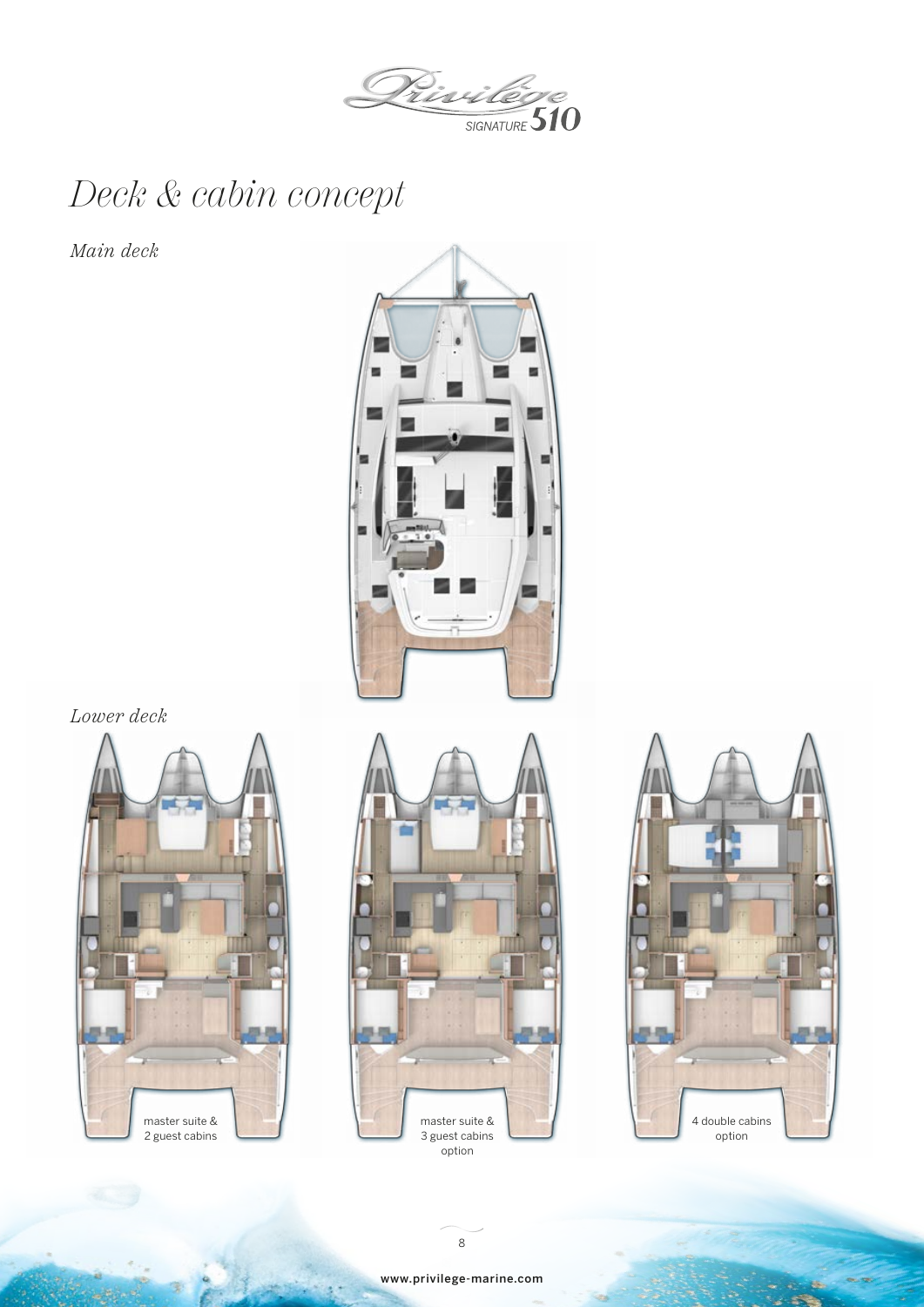# Deck & cabin concept

*Main deck*

*Lower deck*

master suite &
2 guest cabins

master suite &
3 guest cabins
option

4 double cabins
option